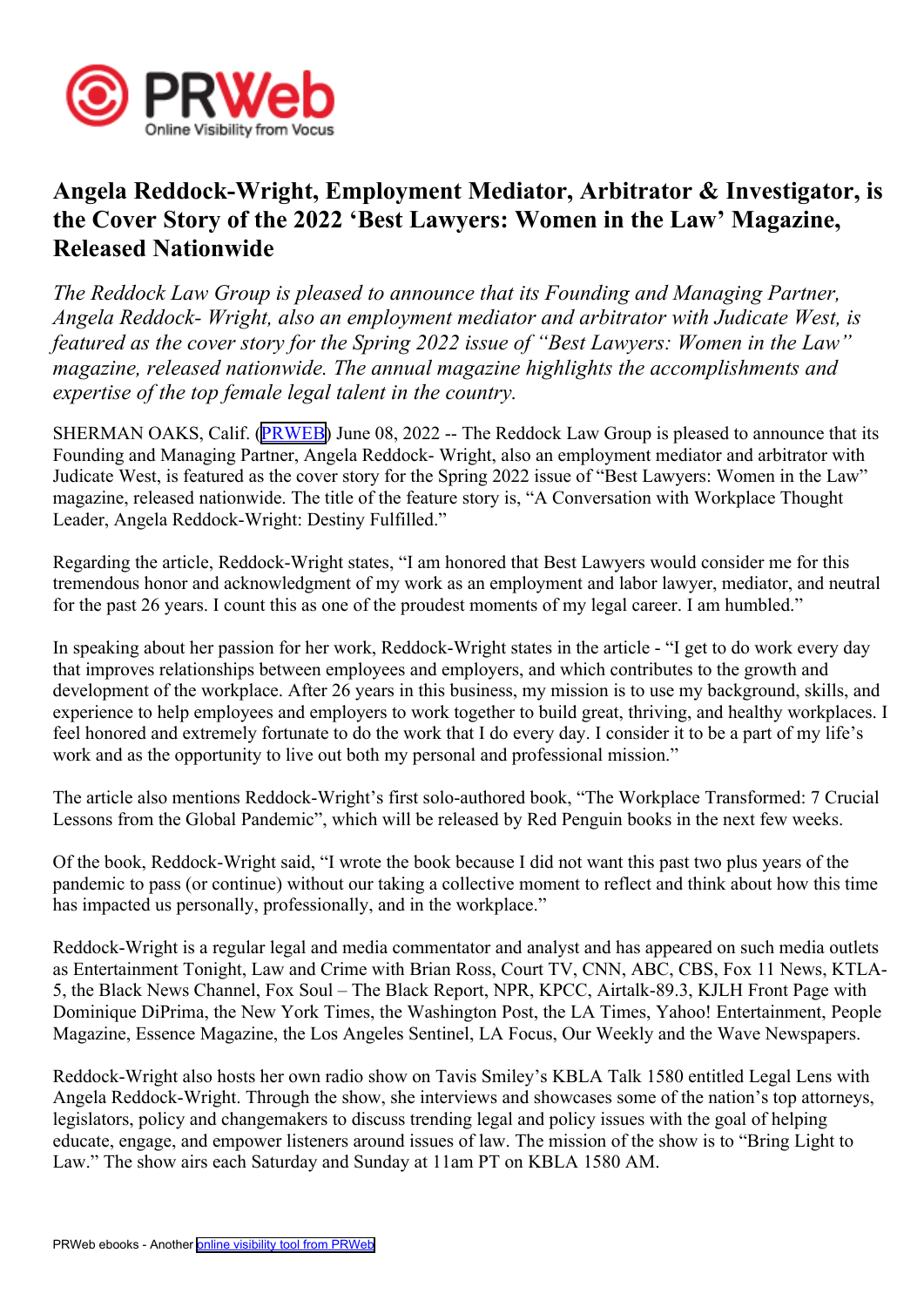# Angela Reddock-Wright, Employment Mediator, Arbitrator & Investigator, is the Cover Story of the 2022 'Best Lawyers: Women in the Law' Magazine, Released Nationwide

*The Reddock Law Group is pleased to announce that its Founding and Managing Partner, Angela Reddock- Wright, also an employment mediator and arbitrator with Judicate West, is featured as the cover story for the Spring 2022 issue of "Best Lawyers: Women in the Law" magazine, released nationwide. The annual magazine highlights the accomplishments and expertise of the top female legal talent in the country.*

SHERMAN OAKS, Calif. (PRWEB) June 08, 2022 -- The Reddock Law Group is pleased to announce that its Founding and Managing Partner, Angela Reddock- Wright, also an employment mediator and arbitrator with Judicate West, is featured as the cover story for the Spring 2022 issue of "Best Lawyers: Women in the Law" magazine, released nationwide. The title of the feature story is, "A Conversation with Workplace Thought Leader, Angela Reddock-Wright: Destiny Fulfilled."

Regarding the article, Reddock-Wright states, "I am honored that Best Lawyers would consider me for this tremendous honor and acknowledgment of my work as an employment and labor lawyer, mediator, and neutral for the past 26 years. I count this as one of the proudest moments of my legal career. I am humbled."

In speaking about her passion for her work, Reddock-Wright states in the article - "I get to do work every day that improves relationships between employees and employers, and which contributes to the growth and development of the workplace. After 26 years in this business, my mission is to use my background, skills, and experience to help employees and employers to work together to build great, thriving, and healthy workplaces. I feel honored and extremely fortunate to do the work that I do every day. I consider it to be a part of my life's work and as the opportunity to live out both my personal and professional mission."

The article also mentions Reddock-Wright's first solo-authored book, "The Workplace Transformed: 7 Crucial Lessons from the Global Pandemic", which will be released by Red Penguin books in the next few weeks.

Of the book, Reddock-Wright said, "I wrote the book because I did not want this past two plus years of the pandemic to pass (or continue) without our taking a collective moment to reflect and think about how this time has impacted us personally, professionally, and in the workplace."

Reddock-Wright is a regular legal and media commentator and analyst and has appeared on such media outlets as Entertainment Tonight, Law and Crime with Brian Ross, Court TV, CNN, ABC, CBS, Fox 11 News, KTLA-5, the Black News Channel, Fox Soul – The Black Report, NPR, KPCC, Airtalk-89.3, KJLH Front Page with Dominique DiPrima, the New York Times, the Washington Post, the LA Times, Yahoo! Entertainment, People Magazine, Essence Magazine, the Los Angeles Sentinel, LA Focus, Our Weekly and the Wave Newspapers.

Reddock-Wright also hosts her own radio show on Tavis Smiley's KBLA Talk 1580 entitled Legal Lens with Angela Reddock-Wright. Through the show, she interviews and showcases some of the nation's top attorneys, legislators, policy and changemakers to discuss trending legal and policy issues with the goal of helping educate, engage, and empower listeners around issues of law. The mission of the show is to "Bring Light to Law." The show airs each Saturday and Sunday at 11am PT on KBLA 1580 AM.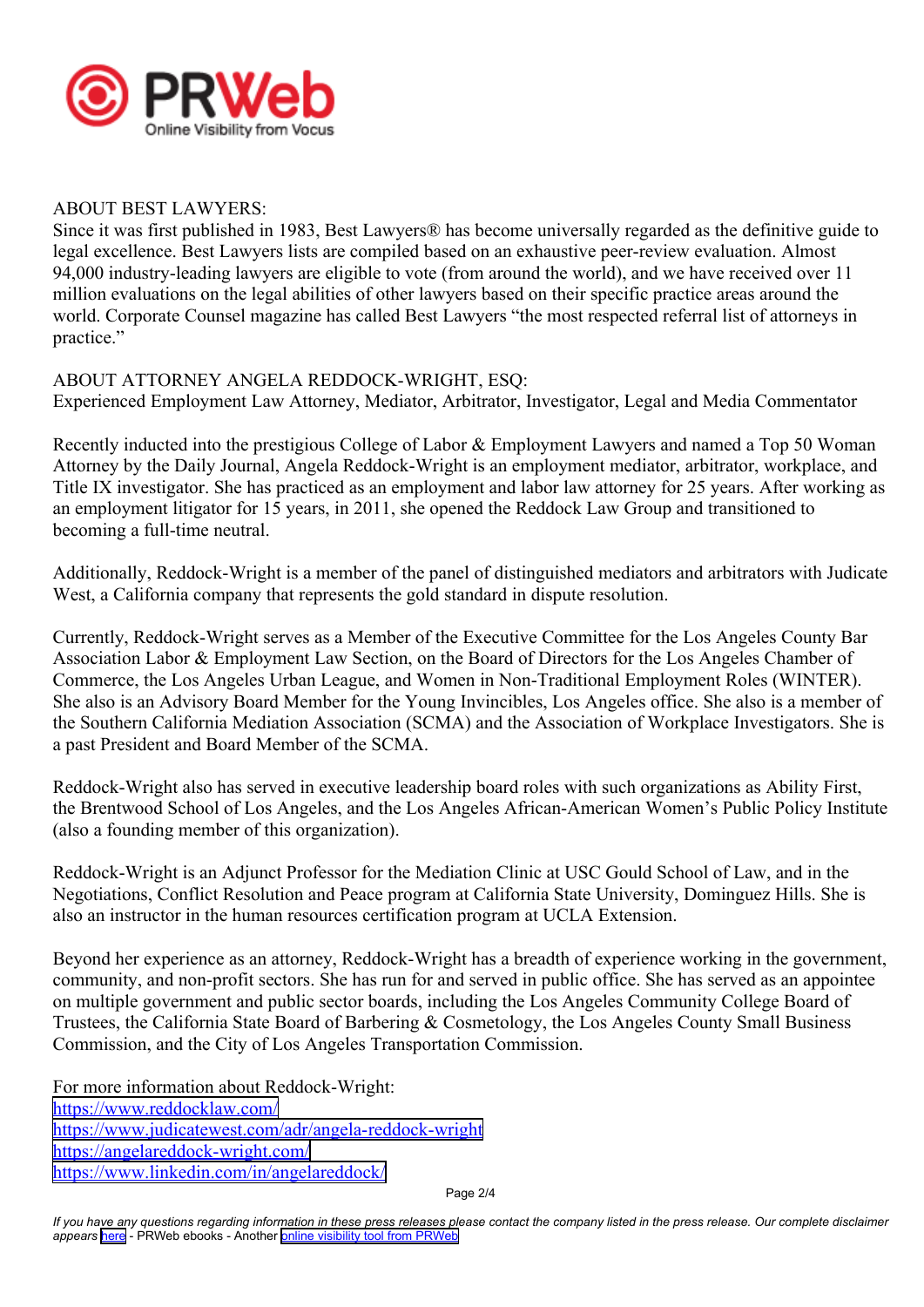ABOUT BEST LAWYERS:
Since it was first published in 1983, Best Lawyers® has become universally regarded as the definitive guide to legal excellence. Best Lawyers lists are compiled based on an exhaustive peer-review evaluation. Almost 94,000 industry-leading lawyers are eligible to vote (from around the world), and we have received over 11 million evaluations on the legal abilities of other lawyers based on their specific practice areas around the world. Corporate Counsel magazine has called Best Lawyers "the most respected referral list of attorneys in practice."

ABOUT ATTORNEY ANGELA REDDOCK-WRIGHT, ESQ:
Experienced Employment Law Attorney, Mediator, Arbitrator, Investigator, Legal and Media Commentator

Recently inducted into the prestigious College of Labor & Employment Lawyers and named a Top 50 Woman Attorney by the Daily Journal, Angela Reddock-Wright is an employment mediator, arbitrator, workplace, and Title IX investigator. She has practiced as an employment and labor law attorney for 25 years. After working as an employment litigator for 15 years, in 2011, she opened the Reddock Law Group and transitioned to becoming a full-time neutral.

Additionally, Reddock-Wright is a member of the panel of distinguished mediators and arbitrators with Judicate West, a California company that represents the gold standard in dispute resolution.

Currently, Reddock-Wright serves as a Member of the Executive Committee for the Los Angeles County Bar Association Labor & Employment Law Section, on the Board of Directors for the Los Angeles Chamber of Commerce, the Los Angeles Urban League, and Women in Non-Traditional Employment Roles (WINTER). She also is an Advisory Board Member for the Young Invincibles, Los Angeles office. She also is a member of the Southern California Mediation Association (SCMA) and the Association of Workplace Investigators. She is a past President and Board Member of the SCMA.

Reddock-Wright also has served in executive leadership board roles with such organizations as Ability First, the Brentwood School of Los Angeles, and the Los Angeles African-American Women's Public Policy Institute (also a founding member of this organization).

Reddock-Wright is an Adjunct Professor for the Mediation Clinic at USC Gould School of Law, and in the Negotiations, Conflict Resolution and Peace program at California State University, Dominguez Hills. She is also an instructor in the human resources certification program at UCLA Extension.

Beyond her experience as an attorney, Reddock-Wright has a breadth of experience working in the government, community, and non-profit sectors. She has run for and served in public office. She has served as an appointee on multiple government and public sector boards, including the Los Angeles Community College Board of Trustees, the California State Board of Barbering & Cosmetology, the Los Angeles County Small Business Commission, and the City of Los Angeles Transportation Commission.

For more information about Reddock-Wright:
https://www.reddocklaw.com/
https://www.judicatewest.com/adr/angela-reddock-wright
https://angelareddock-wright.com/
https://www.linkedin.com/in/angelareddock/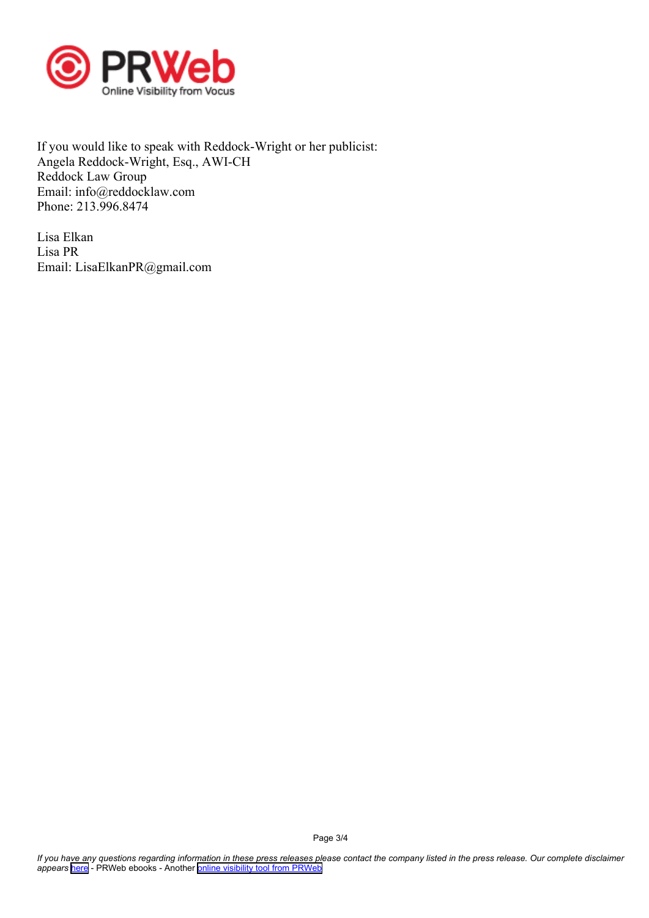If you would like to speak with Reddock-Wright or her publicist:
Angela Reddock-Wright, Esq., AWI-CH
Reddock Law Group
Email: info@reddocklaw.com
Phone: 213.996.8474

Lisa Elkan
Lisa PR
Email: LisaElkanPR@gmail.com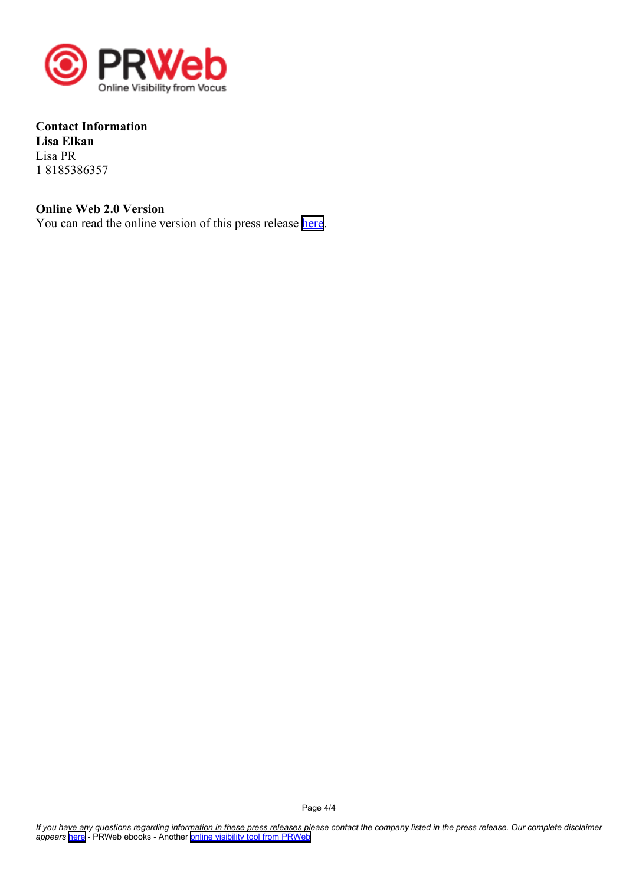**Contact Information**
**Lisa Elkan**
Lisa PR
1 8185386357

**Online Web 2.0 Version**
You can read the online version of this press release here.

*If you have any questions regarding information in these press releases please contact the company listed in the press release. Our complete disclaimer appears here* - PRWeb ebooks - Another online visibility tool from PRWeb